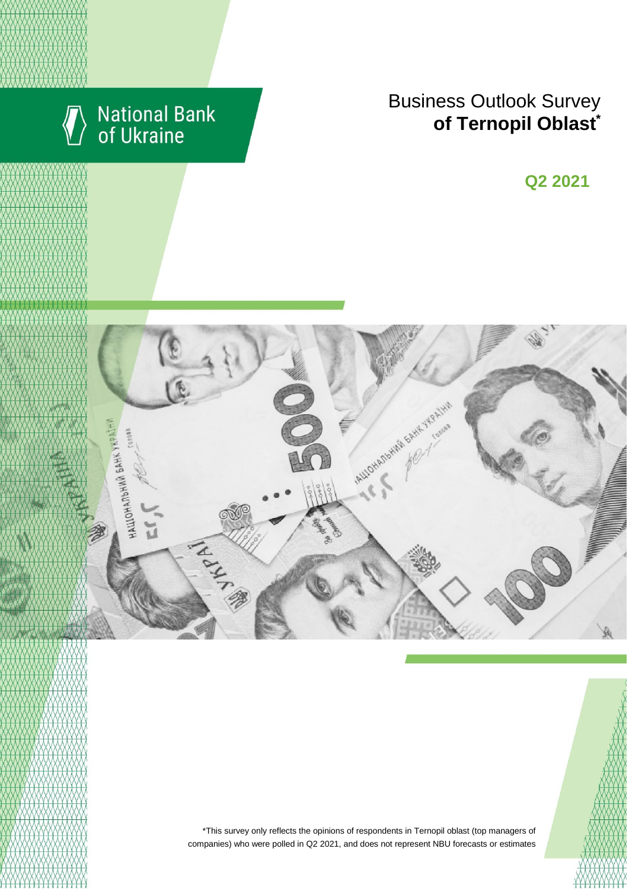National Bank of Ukraine

# Business Outlook Survey **of Ternopil Oblast***

## Q2 2021

*This survey only reflects the opinions of respondents in Ternopil oblast (top managers of companies) who were polled in Q2 2021, and does not represent NBU forecasts or estimates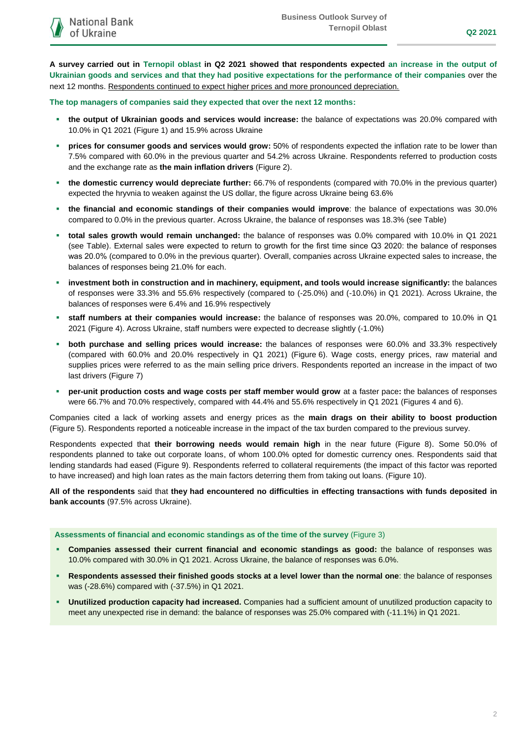**A survey carried out in Ternopil oblast in Q2 2021 showed that respondents expected an increase in the output of Ukrainian goods and services and that they had positive expectations for the performance of their companies** over the next 12 months. Respondents continued to expect higher prices and more pronounced depreciation.

**The top managers of companies said they expected that over the next 12 months:**

- **the output of Ukrainian goods and services would increase:** the balance of expectations was 20.0% compared with 10.0% in Q1 2021 (Figure 1) and 15.9% across Ukraine
- **prices for consumer goods and services would grow:** 50% of respondents expected the inflation rate to be lower than 7.5% compared with 60.0% in the previous quarter and 54.2% across Ukraine. Respondents referred to production costs and the exchange rate as **the main inflation drivers** (Figure 2).
- **the domestic currency would depreciate further:** 66.7% of respondents (compared with 70.0% in the previous quarter) expected the hryvnia to weaken against the US dollar, the figure across Ukraine being 63.6%
- **the financial and economic standings of their companies would improve**: the balance of expectations was 30.0% compared to 0.0% in the previous quarter. Across Ukraine, the balance of responses was 18.3% (see Table)
- **total sales growth would remain unchanged:** the balance of responses was 0.0% compared with 10.0% in Q1 2021 (see Table). External sales were expected to return to growth for the first time since Q3 2020: the balance of responses was 20.0% (compared to 0.0% in the previous quarter). Overall, companies across Ukraine expected sales to increase, the balances of responses being 21.0% for each.
- **investment both in construction and in machinery, equipment, and tools would increase significantly:** the balances of responses were 33.3% and 55.6% respectively (compared to (-25.0%) and (-10.0%) in Q1 2021). Across Ukraine, the balances of responses were 6.4% and 16.9% respectively
- **staff numbers at their companies would increase:** the balance of responses was 20.0%, compared to 10.0% in Q1 2021 (Figure 4). Across Ukraine, staff numbers were expected to decrease slightly (-1.0%)
- **both purchase and selling prices would increase:** the balances of responses were 60.0% and 33.3% respectively (compared with 60.0% and 20.0% respectively in Q1 2021) (Figure 6). Wage costs, energy prices, raw material and supplies prices were referred to as the main selling price drivers. Respondents reported an increase in the impact of two last drivers (Figure 7)
- **per-unit production costs and wage costs per staff member would grow** at a faster pace**:** the balances of responses were 66.7% and 70.0% respectively, compared with 44.4% and 55.6% respectively in Q1 2021 (Figures 4 and 6).

Companies cited a lack of working assets and energy prices as the **main drags on their ability to boost production** (Figure 5). Respondents reported a noticeable increase in the impact of the tax burden compared to the previous survey.

Respondents expected that **their borrowing needs would remain high** in the near future (Figure 8). Some 50.0% of respondents planned to take out corporate loans, of whom 100.0% opted for domestic currency ones. Respondents said that lending standards had eased (Figure 9). Respondents referred to collateral requirements (the impact of this factor was reported to have increased) and high loan rates as the main factors deterring them from taking out loans. (Figure 10).

**All of the respondents** said that **they had encountered no difficulties in effecting transactions with funds deposited in bank accounts** (97.5% across Ukraine).

**Assessments of financial and economic standings as of the time of the survey** (Figure 3)

- **Companies assessed their current financial and economic standings as good:** the balance of responses was 10.0% compared with 30.0% in Q1 2021. Across Ukraine, the balance of responses was 6.0%.
- **Respondents assessed their finished goods stocks at a level lower than the normal one**: the balance of responses was (-28.6%) compared with (-37.5%) in Q1 2021.
- **Unutilized production capacity had increased.** Companies had a sufficient amount of unutilized production capacity to meet any unexpected rise in demand: the balance of responses was 25.0% compared with (-11.1%) in Q1 2021.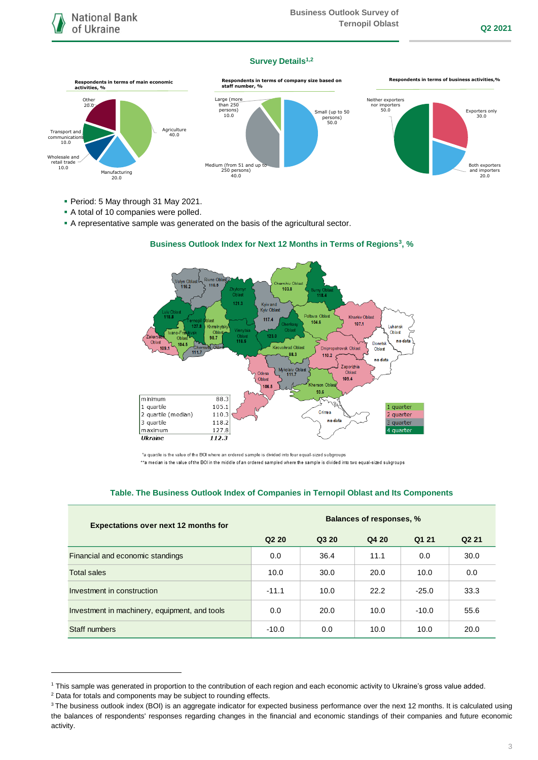## Survey Details[1,2]

**Respondents in terms of main economic activities, %**

- Agriculture 40.0
- Manufacturing 20.0
- Wholesale and retail trade 10.0
- Transport and communications 10.0
- Other 20.0

**Respondents in terms of company size based on staff number, %**

- Small (up to 50 persons) 50.0
- Medium (from 51 and up to 250 persons) 40.0
- Large (more than 250 persons) 10.0

**Respondents in terms of business activities, %**

- Exporters only 30.0
- Both exporters and importers 20.0
- Neither exporters nor importers 50.0

- Period: 5 May through 31 May 2021.
- A total of 10 companies were polled.
- A representative sample was generated on the basis of the agricultural sector.

### Business Outlook Index for Next 12 Months in Terms of Regions[3], %

| | |
|---|---|
| minimum | 88.3 |
| 1 quartile | 105.1 |
| 2 quartile (median) | 110.3 |
| 3 quartile | 118.2 |
| maximum | 127.8 |
| *Ukraine* | *112.3* |

*a quartile is the value of the BOI where an ordered sample is divided into four equal-sized subgroups

**a median is the value of the BOI in the middle of an ordered sampled where the sample is divided into two equal-sized subgroups

### Table. The Business Outlook Index of Companies in Ternopil Oblast and Its Components

| Expectations over next 12 months for | Balances of responses, % | | | | |
|---|---|---|---|---|---|
| | Q2 20 | Q3 20 | Q4 20 | Q1 21 | Q2 21 |
| Financial and economic standings | 0.0 | 36.4 | 11.1 | 0.0 | 30.0 |
| Total sales | 10.0 | 30.0 | 20.0 | 10.0 | 0.0 |
| Investment in construction | -11.1 | 10.0 | 22.2 | -25.0 | 33.3 |
| Investment in machinery, equipment, and tools | 0.0 | 20.0 | 10.0 | -10.0 | 55.6 |
| Staff numbers | -10.0 | 0.0 | 10.0 | 10.0 | 20.0 |

---

[1] This sample was generated in proportion to the contribution of each region and each economic activity to Ukraine's gross value added.

[2] Data for totals and components may be subject to rounding effects.

[3] The business outlook index (BOI) is an aggregate indicator for expected business performance over the next 12 months. It is calculated using the balances of respondents' responses regarding changes in the financial and economic standings of their companies and future economic activity.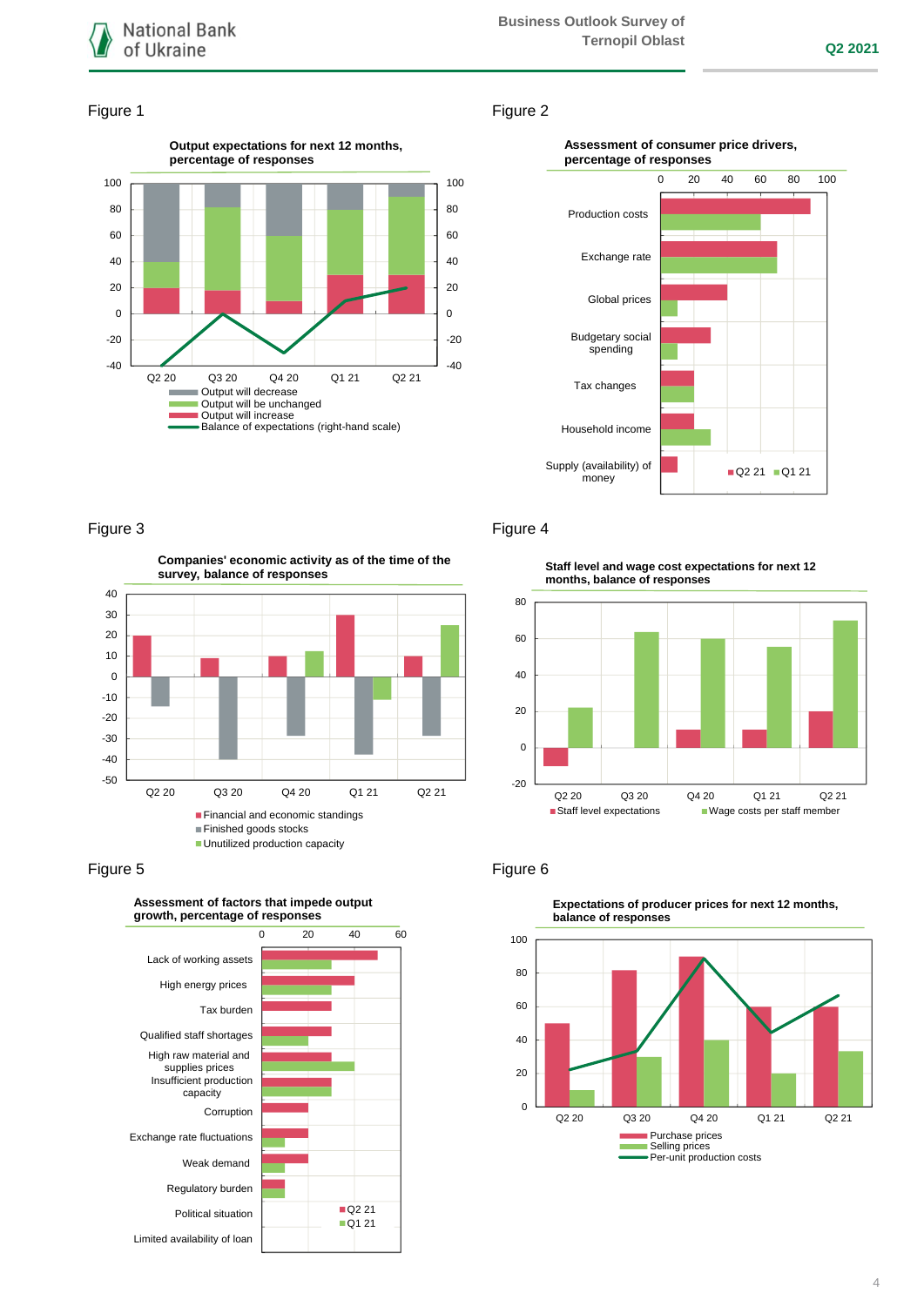Figure 1

**Output expectations for next 12 months, percentage of responses**

Output will decrease
Output will be unchanged
Output will increase
Balance of expectations (right-hand scale)

Figure 2

**Assessment of consumer price drivers, percentage of responses**

Production costs
Exchange rate
Global prices
Budgetary social spending
Tax changes
Household income
Supply (availability) of money

Q2 21 Q1 21

Figure 3

**Companies' economic activity as of the time of the survey, balance of responses**

Financial and economic standings
Finished goods stocks
Unutilized production capacity

Figure 4

**Staff level and wage cost expectations for next 12 months, balance of responses**

Staff level expectations
Wage costs per staff member

Figure 5

**Assessment of factors that impede output growth, percentage of responses**

Lack of working assets
High energy prices
Tax burden
Qualified staff shortages
High raw material and supplies prices
Insufficient production capacity
Corruption
Exchange rate fluctuations
Weak demand
Regulatory burden
Political situation
Limited availability of loan

Q2 21 Q1 21

Figure 6

**Expectations of producer prices for next 12 months, balance of responses**

Purchase prices
Selling prices
Per-unit production costs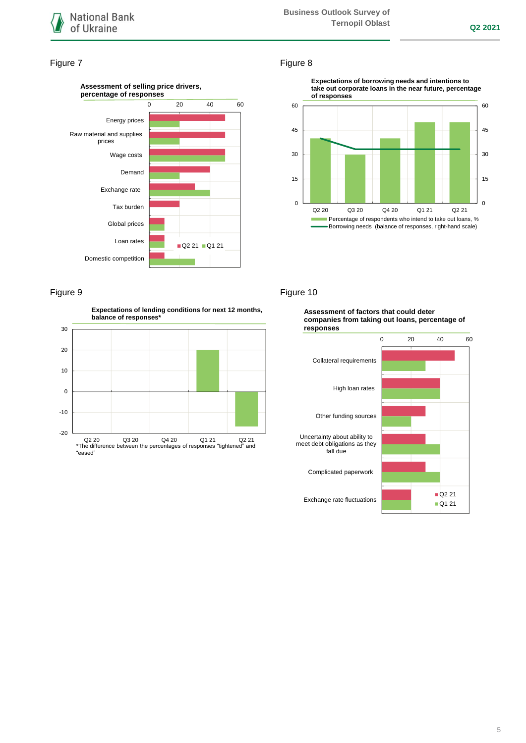Figure 7

**Assessment of selling price drivers, percentage of responses**

0 20 40 60

Energy prices

Raw material and supplies prices

Wage costs

Demand

Exchange rate

Tax burden

Global prices

Loan rates

Domestic competition

Q2 21 Q1 21

Figure 8

**Expectations of borrowing needs and intentions to take out corporate loans in the near future, percentage of responses**

60 45 30 15 0

Q2 20 Q3 20 Q4 20 Q1 21 Q2 21

Percentage of respondents who intend to take out loans, %

Borrowing needs (balance of responses, right-hand scale)

Figure 9

**Expectations of lending conditions for next 12 months, balance of responses***

30 20 10 0 -10 -20

Q2 20 Q3 20 Q4 20 Q1 21 Q2 21

*The difference between the percentages of responses "tightened" and "eased"

Figure 10

**Assessment of factors that could deter companies from taking out loans, percentage of responses**

0 20 40 60

Collateral requirements

High loan rates

Other funding sources

Uncertainty about ability to meet debt obligations as they fall due

Complicated paperwork

Exchange rate fluctuations

Q2 21

Q1 21